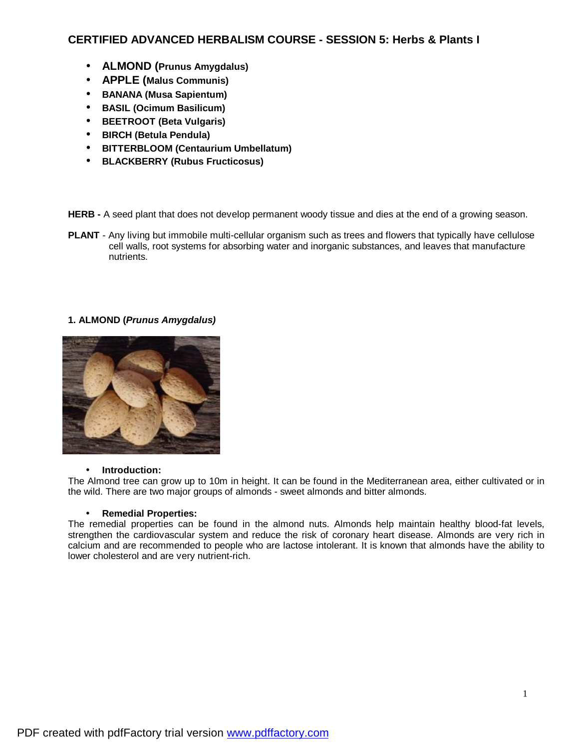# CERTIFIED ADVANCED HERBALISM COURSE - SESSION 5: Herbs & Plants I

- **ALMOND (Prunus Amygdalus)**
- **APPLE (Malus Communis)**
- **BANANA (Musa Sapientum)**
- **BASIL (Ocimum Basilicum)**
- **BEETROOT (Beta Vulgaris)**
- **BIRCH (Betula Pendula)**
- **BITTERBLOOM (Centaurium Umbellatum)**
- **BLACKBERRY (Rubus Fructicosus)**

**HERB -** A seed plant that does not develop permanent woody tissue and dies at the end of a growing season.

**PLANT** - Any living but immobile multi-cellular organism such as trees and flowers that typically have cellulose cell walls, root systems for absorbing water and inorganic substances, and leaves that manufacture nutrients.

### 1. ALMOND (*Prunus Amygdalus)*

- **Introduction:**

The Almond tree can grow up to 10m in height. It can be found in the Mediterranean area, either cultivated or in the wild. There are two major groups of almonds - sweet almonds and bitter almonds.

- **Remedial Properties:**

The remedial properties can be found in the almond nuts. Almonds help maintain healthy blood-fat levels, strengthen the cardiovascular system and reduce the risk of coronary heart disease. Almonds are very rich in calcium and are recommended to people who are lactose intolerant. It is known that almonds have the ability to lower cholesterol and are very nutrient-rich.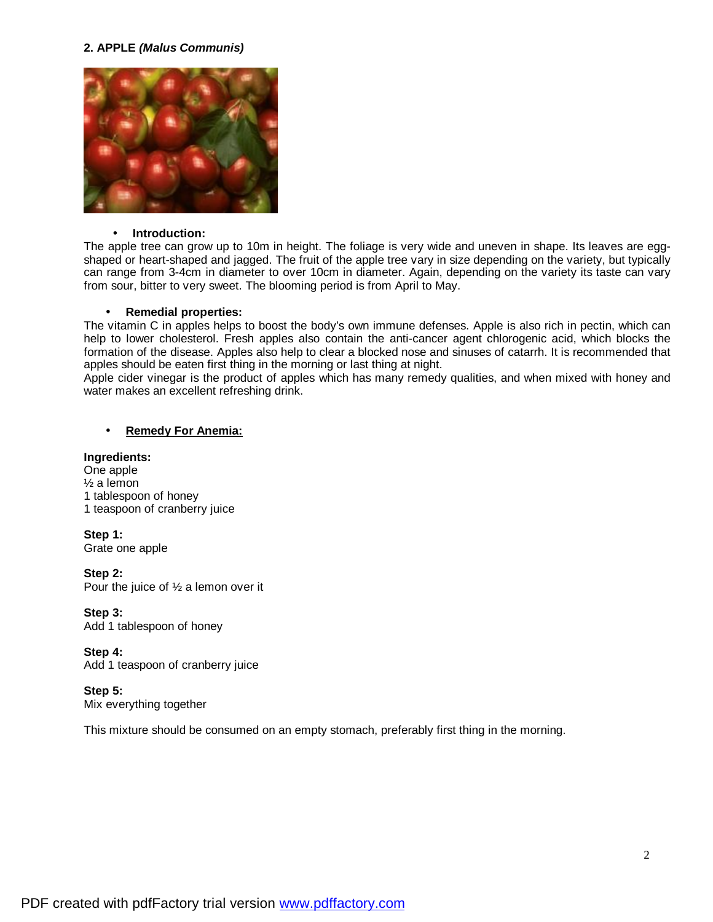## 2. APPLE *(Malus Communis)*

- **Introduction:**

The apple tree can grow up to 10m in height. The foliage is very wide and uneven in shape. Its leaves are egg-shaped or heart-shaped and jagged. The fruit of the apple tree vary in size depending on the variety, but typically can range from 3-4cm in diameter to over 10cm in diameter. Again, depending on the variety its taste can vary from sour, bitter to very sweet. The blooming period is from April to May.

- **Remedial properties:**

The vitamin C in apples helps to boost the body's own immune defenses. Apple is also rich in pectin, which can help to lower cholesterol. Fresh apples also contain the anti-cancer agent chlorogenic acid, which blocks the formation of the disease. Apples also help to clear a blocked nose and sinuses of catarrh. It is recommended that apples should be eaten first thing in the morning or last thing at night.
Apple cider vinegar is the product of apples which has many remedy qualities, and when mixed with honey and water makes an excellent refreshing drink.

- **Remedy For Anemia:**

**Ingredients:**
One apple
½ a lemon
1 tablespoon of honey
1 teaspoon of cranberry juice

**Step 1:**
Grate one apple

**Step 2:**
Pour the juice of ½ a lemon over it

**Step 3:**
Add 1 tablespoon of honey

**Step 4:**
Add 1 teaspoon of cranberry juice

**Step 5:**
Mix everything together

This mixture should be consumed on an empty stomach, preferably first thing in the morning.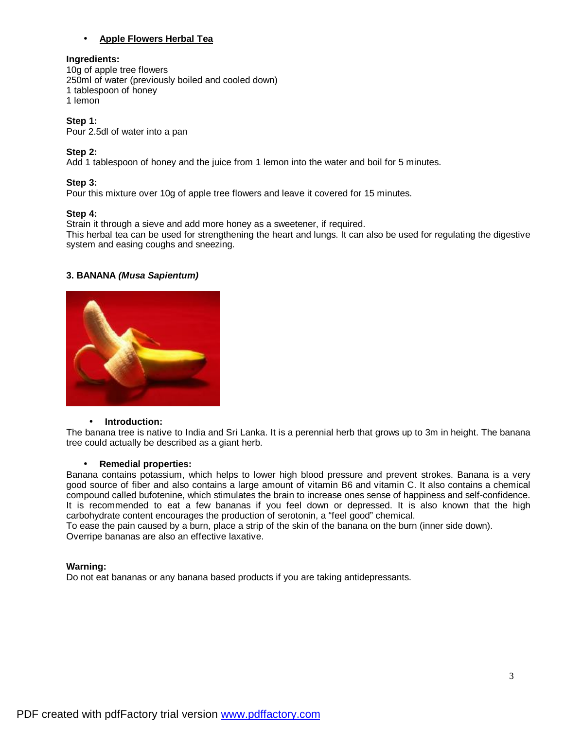- **Apple Flowers Herbal Tea**

**Ingredients:**
10g of apple tree flowers
250ml of water (previously boiled and cooled down)
1 tablespoon of honey
1 lemon

**Step 1:**
Pour 2.5dl of water into a pan

**Step 2:**
Add 1 tablespoon of honey and the juice from 1 lemon into the water and boil for 5 minutes.

**Step 3:**
Pour this mixture over 10g of apple tree flowers and leave it covered for 15 minutes.

**Step 4:**
Strain it through a sieve and add more honey as a sweetener, if required.
This herbal tea can be used for strengthening the heart and lungs. It can also be used for regulating the digestive system and easing coughs and sneezing.

### 3. BANANA *(Musa Sapientum)*

- **Introduction:**

The banana tree is native to India and Sri Lanka. It is a perennial herb that grows up to 3m in height. The banana tree could actually be described as a giant herb.

- **Remedial properties:**

Banana contains potassium, which helps to lower high blood pressure and prevent strokes. Banana is a very good source of fiber and also contains a large amount of vitamin B6 and vitamin C. It also contains a chemical compound called bufotenine, which stimulates the brain to increase ones sense of happiness and self-confidence. It is recommended to eat a few bananas if you feel down or depressed. It is also known that the high carbohydrate content encourages the production of serotonin, a "feel good" chemical.
To ease the pain caused by a burn, place a strip of the skin of the banana on the burn (inner side down).
Overripe bananas are also an effective laxative.

**Warning:**
Do not eat bananas or any banana based products if you are taking antidepressants.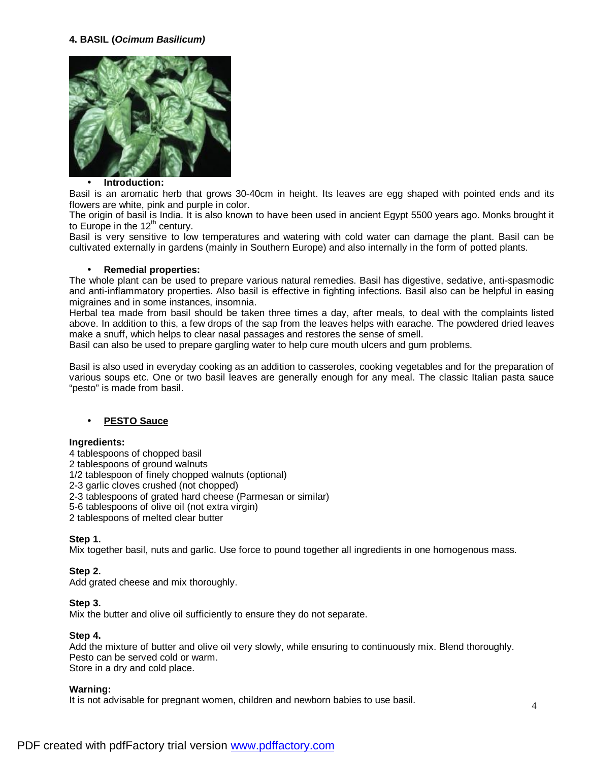## 4. BASIL (*Ocimum Basilicum*)

- **Introduction:**

Basil is an aromatic herb that grows 30-40cm in height. Its leaves are egg shaped with pointed ends and its flowers are white, pink and purple in color.
The origin of basil is India. It is also known to have been used in ancient Egypt 5500 years ago. Monks brought it to Europe in the 12th century.
Basil is very sensitive to low temperatures and watering with cold water can damage the plant. Basil can be cultivated externally in gardens (mainly in Southern Europe) and also internally in the form of potted plants.

- **Remedial properties:**

The whole plant can be used to prepare various natural remedies. Basil has digestive, sedative, anti-spasmodic and anti-inflammatory properties. Also basil is effective in fighting infections. Basil also can be helpful in easing migraines and in some instances, insomnia.
Herbal tea made from basil should be taken three times a day, after meals, to deal with the complaints listed above. In addition to this, a few drops of the sap from the leaves helps with earache. The powdered dried leaves make a snuff, which helps to clear nasal passages and restores the sense of smell.
Basil can also be used to prepare gargling water to help cure mouth ulcers and gum problems.

Basil is also used in everyday cooking as an addition to casseroles, cooking vegetables and for the preparation of various soups etc. One or two basil leaves are generally enough for any meal. The classic Italian pasta sauce "pesto" is made from basil.

- **PESTO Sauce**

**Ingredients:**
4 tablespoons of chopped basil
2 tablespoons of ground walnuts
1/2 tablespoon of finely chopped walnuts (optional)
2-3 garlic cloves crushed (not chopped)
2-3 tablespoons of grated hard cheese (Parmesan or similar)
5-6 tablespoons of olive oil (not extra virgin)
2 tablespoons of melted clear butter

**Step 1.**
Mix together basil, nuts and garlic. Use force to pound together all ingredients in one homogenous mass.

**Step 2.**
Add grated cheese and mix thoroughly.

**Step 3.**
Mix the butter and olive oil sufficiently to ensure they do not separate.

**Step 4.**
Add the mixture of butter and olive oil very slowly, while ensuring to continuously mix. Blend thoroughly.
Pesto can be served cold or warm.
Store in a dry and cold place.

**Warning:**
It is not advisable for pregnant women, children and newborn babies to use basil.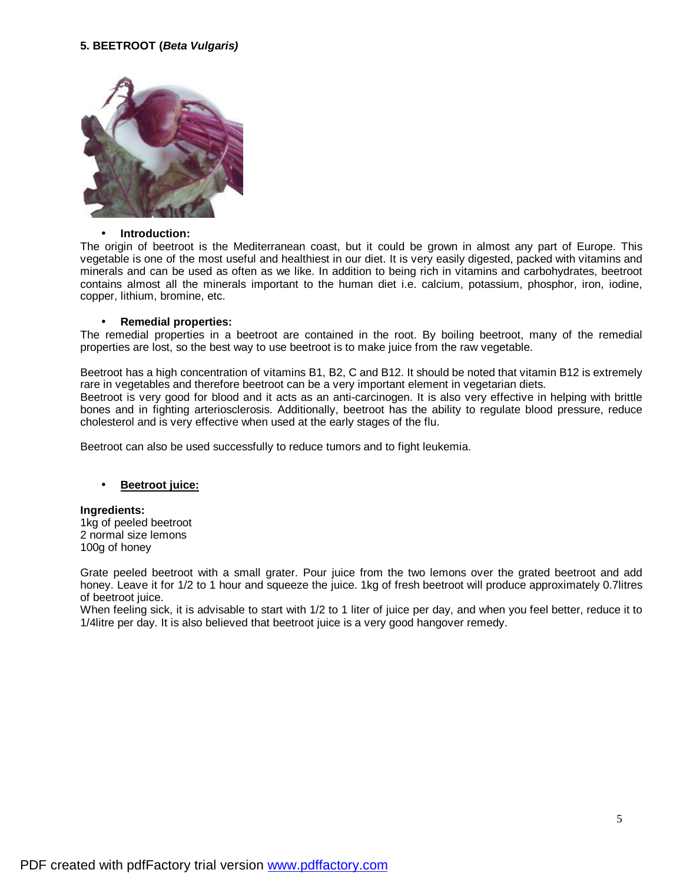## 5. BEETROOT (*Beta Vulgaris)*

- **Introduction:**

The origin of beetroot is the Mediterranean coast, but it could be grown in almost any part of Europe. This vegetable is one of the most useful and healthiest in our diet. It is very easily digested, packed with vitamins and minerals and can be used as often as we like. In addition to being rich in vitamins and carbohydrates, beetroot contains almost all the minerals important to the human diet i.e. calcium, potassium, phosphor, iron, iodine, copper, lithium, bromine, etc.

- **Remedial properties:**

The remedial properties in a beetroot are contained in the root. By boiling beetroot, many of the remedial properties are lost, so the best way to use beetroot is to make juice from the raw vegetable.

Beetroot has a high concentration of vitamins B1, B2, C and B12. It should be noted that vitamin B12 is extremely rare in vegetables and therefore beetroot can be a very important element in vegetarian diets.
Beetroot is very good for blood and it acts as an anti-carcinogen. It is also very effective in helping with brittle bones and in fighting arteriosclerosis. Additionally, beetroot has the ability to regulate blood pressure, reduce cholesterol and is very effective when used at the early stages of the flu.

Beetroot can also be used successfully to reduce tumors and to fight leukemia.

- **<u>Beetroot juice:</u>**

**Ingredients:**
1kg of peeled beetroot
2 normal size lemons
100g of honey

Grate peeled beetroot with a small grater. Pour juice from the two lemons over the grated beetroot and add honey. Leave it for 1/2 to 1 hour and squeeze the juice. 1kg of fresh beetroot will produce approximately 0.7litres of beetroot juice.
When feeling sick, it is advisable to start with 1/2 to 1 liter of juice per day, and when you feel better, reduce it to 1/4litre per day. It is also believed that beetroot juice is a very good hangover remedy.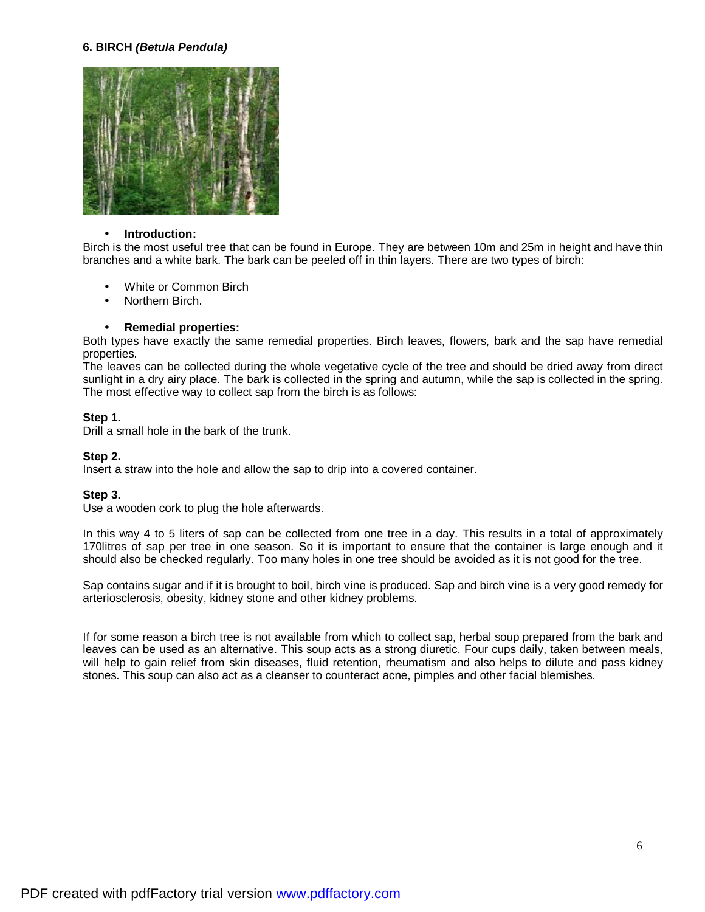**6. BIRCH *(Betula Pendula)***

- **Introduction:**

Birch is the most useful tree that can be found in Europe. They are between 10m and 25m in height and have thin branches and a white bark. The bark can be peeled off in thin layers. There are two types of birch:

- White or Common Birch
- Northern Birch.

- **Remedial properties:**

Both types have exactly the same remedial properties. Birch leaves, flowers, bark and the sap have remedial properties.
The leaves can be collected during the whole vegetative cycle of the tree and should be dried away from direct sunlight in a dry airy place. The bark is collected in the spring and autumn, while the sap is collected in the spring. The most effective way to collect sap from the birch is as follows:

**Step 1.**
Drill a small hole in the bark of the trunk.

**Step 2.**
Insert a straw into the hole and allow the sap to drip into a covered container.

**Step 3.**
Use a wooden cork to plug the hole afterwards.

In this way 4 to 5 liters of sap can be collected from one tree in a day. This results in a total of approximately 170litres of sap per tree in one season. So it is important to ensure that the container is large enough and it should also be checked regularly. Too many holes in one tree should be avoided as it is not good for the tree.

Sap contains sugar and if it is brought to boil, birch vine is produced. Sap and birch vine is a very good remedy for arteriosclerosis, obesity, kidney stone and other kidney problems.

If for some reason a birch tree is not available from which to collect sap, herbal soup prepared from the bark and leaves can be used as an alternative. This soup acts as a strong diuretic. Four cups daily, taken between meals, will help to gain relief from skin diseases, fluid retention, rheumatism and also helps to dilute and pass kidney stones. This soup can also act as a cleanser to counteract acne, pimples and other facial blemishes.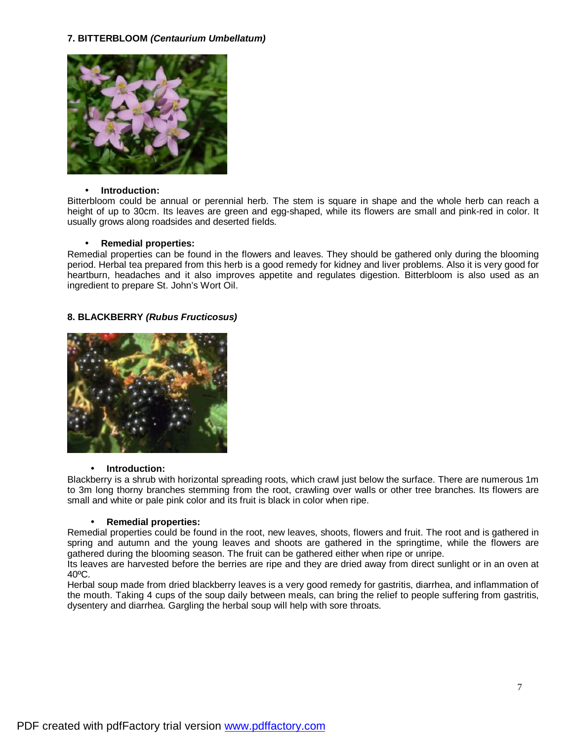## 7. BITTERBLOOM *(Centaurium Umbellatum)*

- **Introduction:**

Bitterbloom could be annual or perennial herb. The stem is square in shape and the whole herb can reach a height of up to 30cm. Its leaves are green and egg-shaped, while its flowers are small and pink-red in color. It usually grows along roadsides and deserted fields.

- **Remedial properties:**

Remedial properties can be found in the flowers and leaves. They should be gathered only during the blooming period. Herbal tea prepared from this herb is a good remedy for kidney and liver problems. Also it is very good for heartburn, headaches and it also improves appetite and regulates digestion. Bitterbloom is also used as an ingredient to prepare St. John's Wort Oil.

## 8. BLACKBERRY *(Rubus Fructicosus)*

- **Introduction:**

Blackberry is a shrub with horizontal spreading roots, which crawl just below the surface. There are numerous 1m to 3m long thorny branches stemming from the root, crawling over walls or other tree branches. Its flowers are small and white or pale pink color and its fruit is black in color when ripe.

- **Remedial properties:**

Remedial properties could be found in the root, new leaves, shoots, flowers and fruit. The root and is gathered in spring and autumn and the young leaves and shoots are gathered in the springtime, while the flowers are gathered during the blooming season. The fruit can be gathered either when ripe or unripe.
Its leaves are harvested before the berries are ripe and they are dried away from direct sunlight or in an oven at 40ºC.
Herbal soup made from dried blackberry leaves is a very good remedy for gastritis, diarrhea, and inflammation of the mouth. Taking 4 cups of the soup daily between meals, can bring the relief to people suffering from gastritis, dysentery and diarrhea. Gargling the herbal soup will help with sore throats.

PDF created with pdfFactory trial version www.pdffactory.com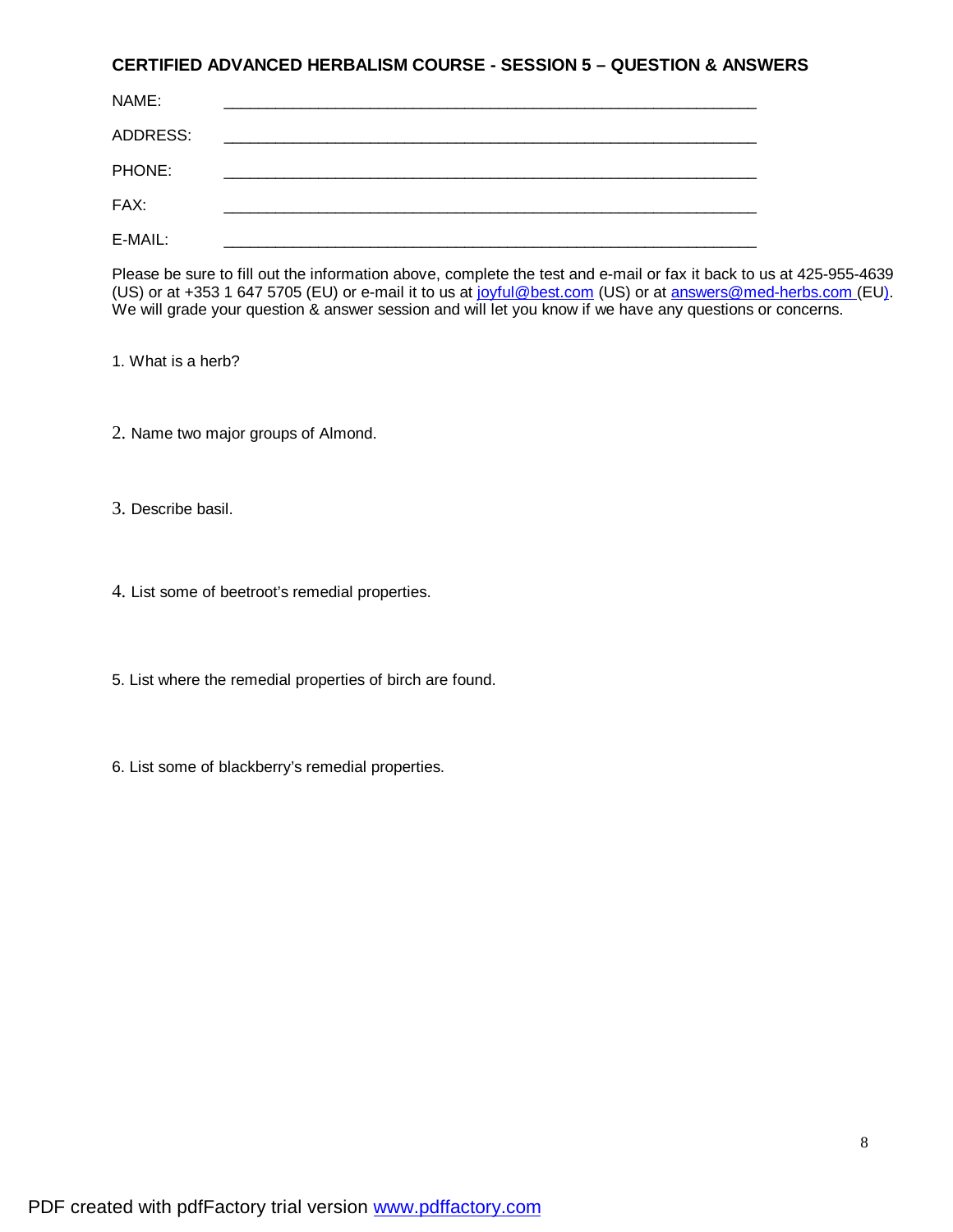### CERTIFIED ADVANCED HERBALISM COURSE - SESSION 5 – QUESTION & ANSWERS

NAME: ______________________________________________________________

ADDRESS: ______________________________________________________________

PHONE: ______________________________________________________________

FAX: ______________________________________________________________

E-MAIL: ______________________________________________________________

Please be sure to fill out the information above, complete the test and e-mail or fax it back to us at 425-955-4639 (US) or at +353 1 647 5705 (EU) or e-mail it to us at joyful@best.com (US) or at answers@med-herbs.com (EU). We will grade your question & answer session and will let you know if we have any questions or concerns.

1. What is a herb?

2. Name two major groups of Almond.

3. Describe basil.

4. List some of beetroot's remedial properties.

5. List where the remedial properties of birch are found.

6. List some of blackberry's remedial properties.

PDF created with pdfFactory trial version www.pdffactory.com